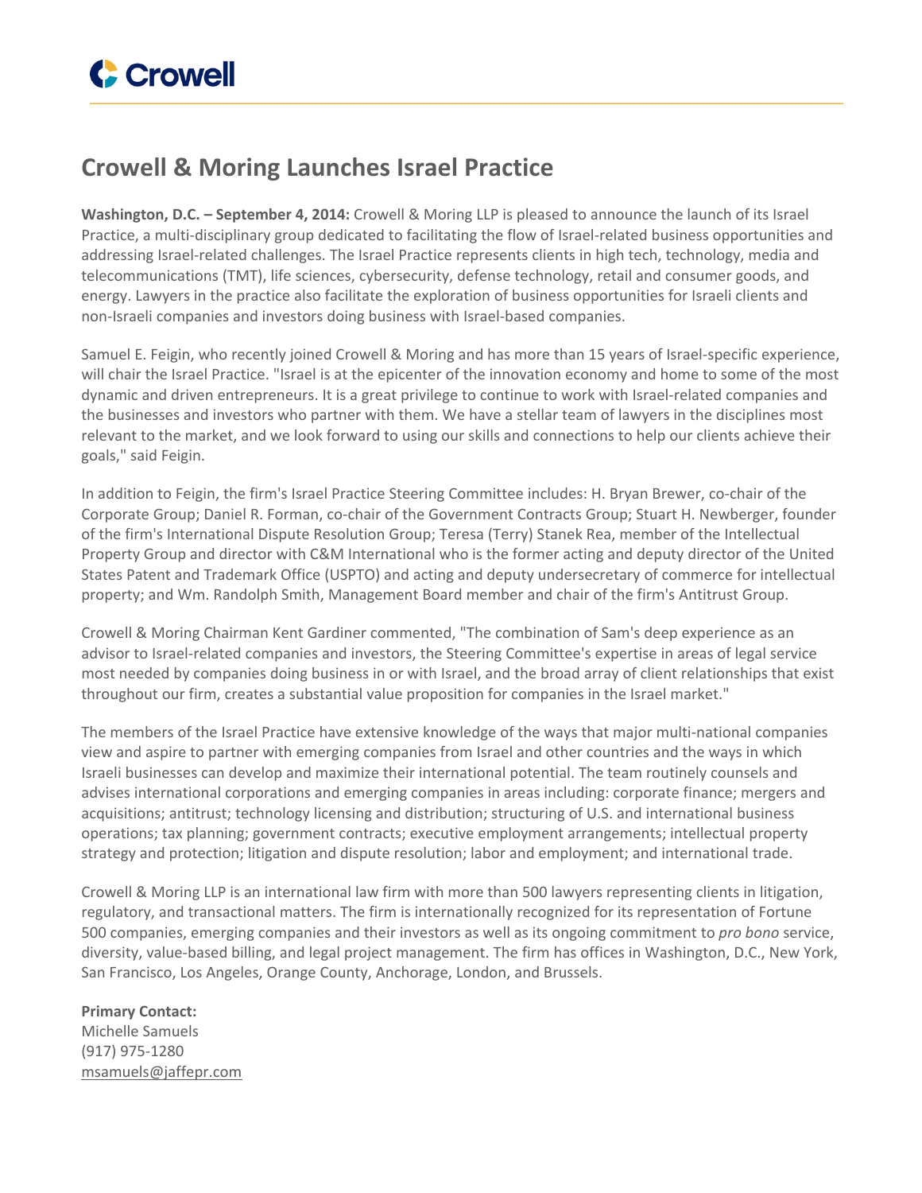# Crowell & Moring Launches Israel Practice

**Washington, D.C. – September 4, 2014:** Crowell & Moring LLP is pleased to announce the launch of its Israel Practice, a multi-disciplinary group dedicated to facilitating the flow of Israel-related business opportunities and addressing Israel-related challenges. The Israel Practice represents clients in high tech, technology, media and telecommunications (TMT), life sciences, cybersecurity, defense technology, retail and consumer goods, and energy. Lawyers in the practice also facilitate the exploration of business opportunities for Israeli clients and non-Israeli companies and investors doing business with Israel-based companies.

Samuel E. Feigin, who recently joined Crowell & Moring and has more than 15 years of Israel-specific experience, will chair the Israel Practice. "Israel is at the epicenter of the innovation economy and home to some of the most dynamic and driven entrepreneurs. It is a great privilege to continue to work with Israel-related companies and the businesses and investors who partner with them. We have a stellar team of lawyers in the disciplines most relevant to the market, and we look forward to using our skills and connections to help our clients achieve their goals," said Feigin.

In addition to Feigin, the firm's Israel Practice Steering Committee includes: H. Bryan Brewer, co-chair of the Corporate Group; Daniel R. Forman, co-chair of the Government Contracts Group; Stuart H. Newberger, founder of the firm's International Dispute Resolution Group; Teresa (Terry) Stanek Rea, member of the Intellectual Property Group and director with C&M International who is the former acting and deputy director of the United States Patent and Trademark Office (USPTO) and acting and deputy undersecretary of commerce for intellectual property; and Wm. Randolph Smith, Management Board member and chair of the firm's Antitrust Group.

Crowell & Moring Chairman Kent Gardiner commented, "The combination of Sam's deep experience as an advisor to Israel-related companies and investors, the Steering Committee's expertise in areas of legal service most needed by companies doing business in or with Israel, and the broad array of client relationships that exist throughout our firm, creates a substantial value proposition for companies in the Israel market."

The members of the Israel Practice have extensive knowledge of the ways that major multi-national companies view and aspire to partner with emerging companies from Israel and other countries and the ways in which Israeli businesses can develop and maximize their international potential. The team routinely counsels and advises international corporations and emerging companies in areas including: corporate finance; mergers and acquisitions; antitrust; technology licensing and distribution; structuring of U.S. and international business operations; tax planning; government contracts; executive employment arrangements; intellectual property strategy and protection; litigation and dispute resolution; labor and employment; and international trade.

Crowell & Moring LLP is an international law firm with more than 500 lawyers representing clients in litigation, regulatory, and transactional matters. The firm is internationally recognized for its representation of Fortune 500 companies, emerging companies and their investors as well as its ongoing commitment to *pro bono* service, diversity, value-based billing, and legal project management. The firm has offices in Washington, D.C., New York, San Francisco, Los Angeles, Orange County, Anchorage, London, and Brussels.

**Primary Contact:**
Michelle Samuels
(917) 975-1280
msamuels@jaffepr.com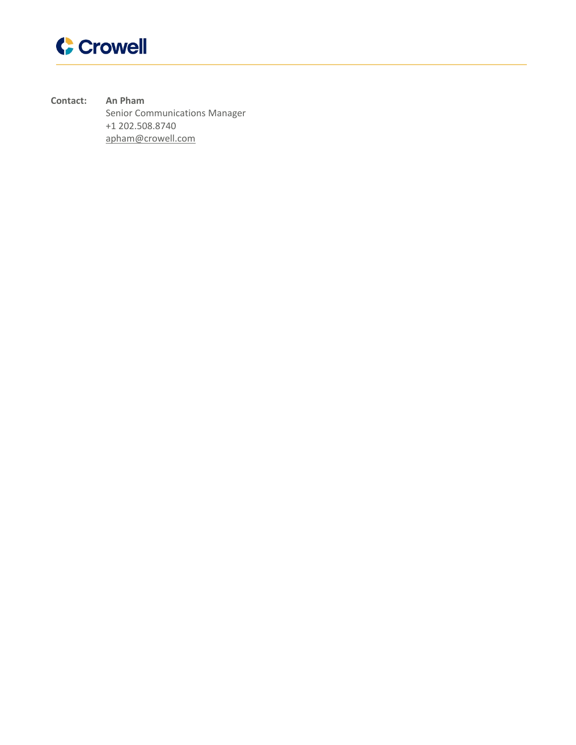**Contact:** **An Pham**
Senior Communications Manager
+1 202.508.8740
apham@crowell.com